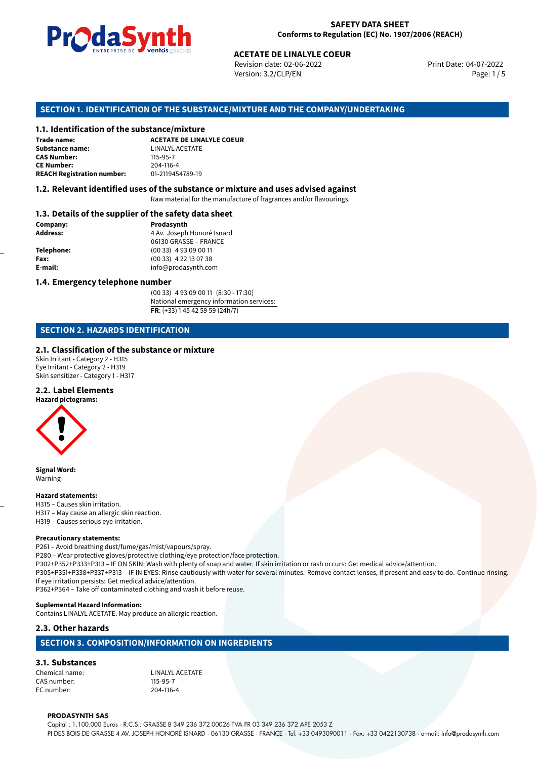# SAFETY DATA SHEET
Conforms to Regulation (EC) No. 1907/2006 (REACH)

**ACETATE DE LINALYLE COEUR**
Revision date: 02-06-2022
Version: 3.2/CLP/EN
Print Date: 04-07-2022

## SECTION 1. IDENTIFICATION OF THE SUBSTANCE/MIXTURE AND THE COMPANY/UNDERTAKING

### 1.1. Identification of the substance/mixture

**Trade name:** **ACETATE DE LINALYLE COEUR**
**Substance name:** LINALYL ACETATE
**CAS Number:** 115-95-7
**CE Number:** 204-116-4
**REACH Registration number:** 01-2119454789-19

### 1.2. Relevant identified uses of the substance or mixture and uses advised against

Raw material for the manufacture of fragrances and/or flavourings.

### 1.3. Details of the supplier of the safety data sheet

**Company:** **Prodasynth**
**Address:** 4 Av. Joseph Honoré Isnard
06130 GRASSE – FRANCE
**Telephone:** (00 33) 4 93 09 00 11
**Fax:** (00 33) 4 22 13 07 38
**E-mail:** info@prodasynth.com

### 1.4. Emergency telephone number

(00 33) 4 93 09 00 11 (8:30 - 17:30)
National emergency information services:
**FR**: (+33) 1 45 42 59 59 (24h/7)

## SECTION 2. HAZARDS IDENTIFICATION

### 2.1. Classification of the substance or mixture

Skin Irritant - Category 2 - H315
Eye Irritant - Category 2 - H319
Skin sensitizer - Category 1 - H317

### 2.2. Label Elements

**Hazard pictograms:**

**Signal Word:**
Warning

**Hazard statements:**
H315 – Causes skin irritation.
H317 – May cause an allergic skin reaction.
H319 – Causes serious eye irritation.

**Precautionary statements:**
P261 – Avoid breathing dust/fume/gas/mist/vapours/spray.
P280 – Wear protective gloves/protective clothing/eye protection/face protection.
P302+P352+P333+P313 – IF ON SKIN: Wash with plenty of soap and water. If skin irritation or rash occurs: Get medical advice/attention.
P305+P351+P338+P337+P313 – IF IN EYES: Rinse cautiously with water for several minutes. Remove contact lenses, if present and easy to do. Continue rinsing. If eye irritation persists: Get medical advice/attention.
P362+P364 – Take off contaminated clothing and wash it before reuse.

**Suplemental Hazard Information:**
Contains LINALYL ACETATE. May produce an allergic reaction.

### 2.3. Other hazards

## SECTION 3. COMPOSITION/INFORMATION ON INGREDIENTS

### 3.1. Substances

Chemical name: LINALYL ACETATE
CAS number: 115-95-7
EC number: 204-116-4

**PRODASYNTH SAS**
Capital : 1.100.000 Euros · R.C.S.: GRASSE B 349 236 372 00026 TVA FR 03 349 236 372 APE 2053 Z
PI DES BOIS DE GRASSE 4 AV. JOSEPH HONORÉ ISNARD · 06130 GRASSE · FRANCE · Tel: +33 0493090011 · Fax: +33 0422130738 · e-mail: info@prodasynth.com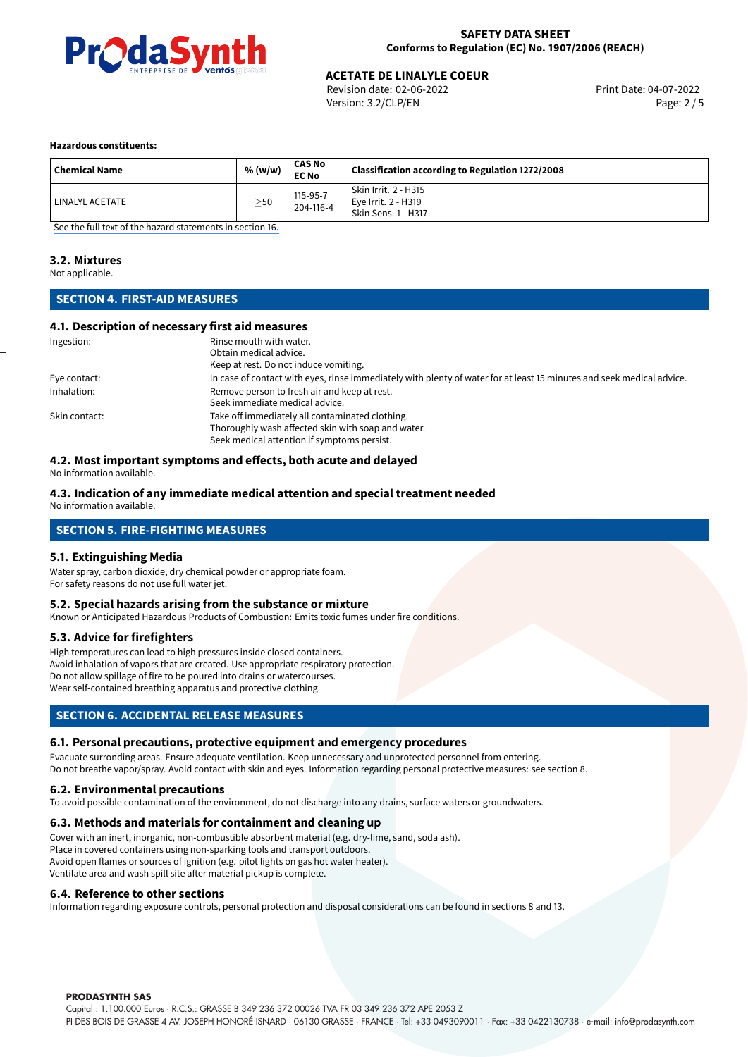**Hazardous constituents:**

| Chemical Name | % (w/w) | CAS No<br>EC No | Classification according to Regulation 1272/2008 |
|---|---|---|---|
| LINALYL ACETATE | ≥50 | 115-95-7<br>204-116-4 | Skin Irrit. 2 - H315<br>Eye Irrit. 2 - H319<br>Skin Sens. 1 - H317 |

See the full text of the hazard statements in section 16.

### 3.2. Mixtures

Not applicable.

## SECTION 4. FIRST-AID MEASURES

### 4.1. Description of necessary first aid measures

Ingestion: Rinse mouth with water.
Obtain medical advice.
Keep at rest. Do not induce vomiting.

Eye contact: In case of contact with eyes, rinse immediately with plenty of water for at least 15 minutes and seek medical advice.

Inhalation: Remove person to fresh air and keep at rest.
Seek immediate medical advice.

Skin contact: Take off immediately all contaminated clothing.
Thoroughly wash affected skin with soap and water.
Seek medical attention if symptoms persist.

### 4.2. Most important symptoms and effects, both acute and delayed

No information available.

### 4.3. Indication of any immediate medical attention and special treatment needed

No information available.

## SECTION 5. FIRE-FIGHTING MEASURES

### 5.1. Extinguishing Media

Water spray, carbon dioxide, dry chemical powder or appropriate foam.
For safety reasons do not use full water jet.

### 5.2. Special hazards arising from the substance or mixture

Known or Anticipated Hazardous Products of Combustion: Emits toxic fumes under fire conditions.

### 5.3. Advice for firefighters

High temperatures can lead to high pressures inside closed containers.
Avoid inhalation of vapors that are created. Use appropriate respiratory protection.
Do not allow spillage of fire to be poured into drains or watercourses.
Wear self-contained breathing apparatus and protective clothing.

## SECTION 6. ACCIDENTAL RELEASE MEASURES

### 6.1. Personal precautions, protective equipment and emergency procedures

Evacuate surronding areas. Ensure adequate ventilation. Keep unnecessary and unprotected personnel from entering.
Do not breathe vapor/spray. Avoid contact with skin and eyes. Information regarding personal protective measures: see section 8.

### 6.2. Environmental precautions

To avoid possible contamination of the environment, do not discharge into any drains, surface waters or groundwaters.

### 6.3. Methods and materials for containment and cleaning up

Cover with an inert, inorganic, non-combustible absorbent material (e.g. dry-lime, sand, soda ash).
Place in covered containers using non-sparking tools and transport outdoors.
Avoid open flames or sources of ignition (e.g. pilot lights on gas hot water heater).
Ventilate area and wash spill site after material pickup is complete.

### 6.4. Reference to other sections

Information regarding exposure controls, personal protection and disposal considerations can be found in sections 8 and 13.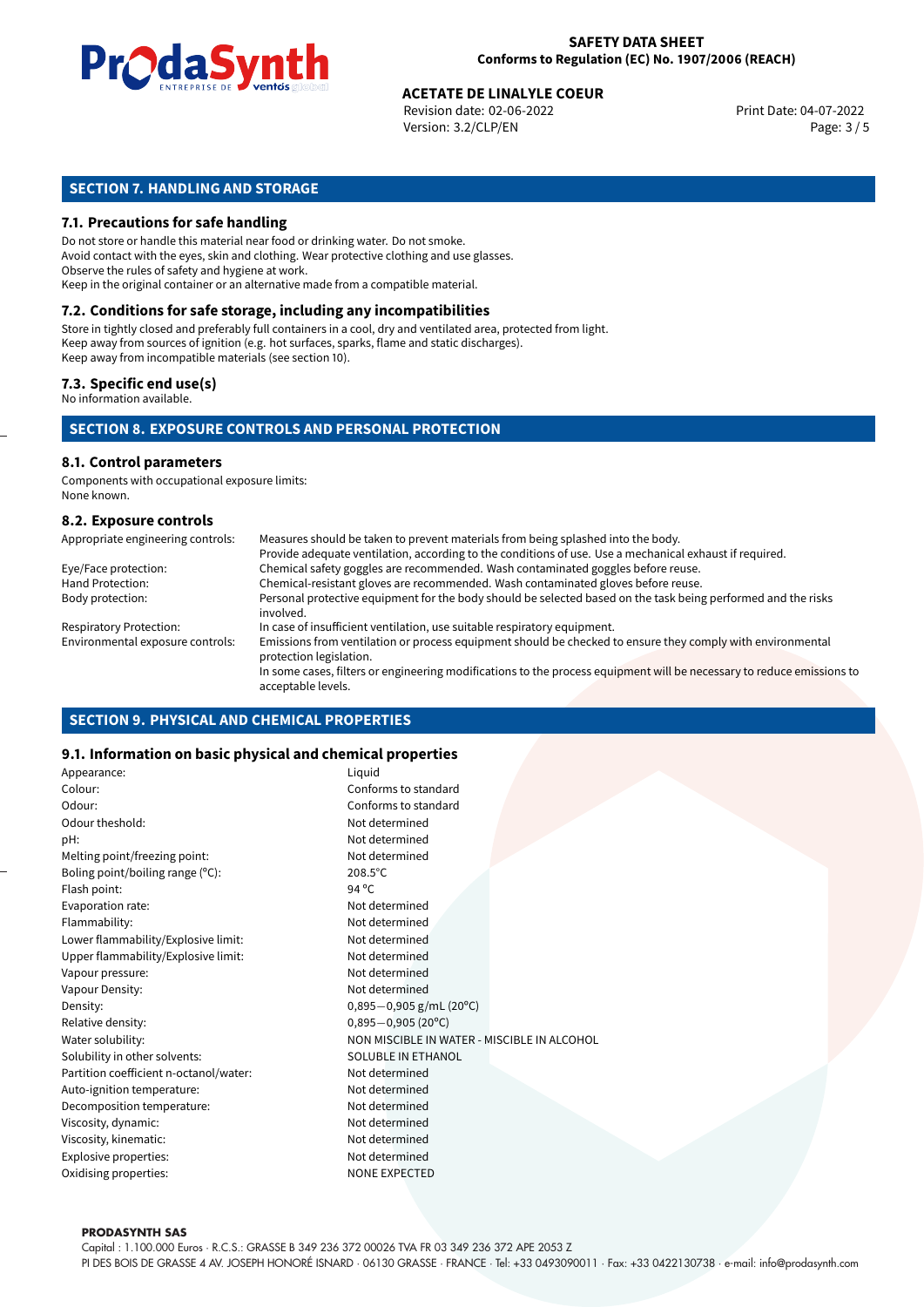## SECTION 7. HANDLING AND STORAGE

### 7.1. Precautions for safe handling

Do not store or handle this material near food or drinking water. Do not smoke.
Avoid contact with the eyes, skin and clothing. Wear protective clothing and use glasses.
Observe the rules of safety and hygiene at work.
Keep in the original container or an alternative made from a compatible material.

### 7.2. Conditions for safe storage, including any incompatibilities

Store in tightly closed and preferably full containers in a cool, dry and ventilated area, protected from light.
Keep away from sources of ignition (e.g. hot surfaces, sparks, flame and static discharges).
Keep away from incompatible materials (see section 10).

### 7.3. Specific end use(s)

No information available.

## SECTION 8. EXPOSURE CONTROLS AND PERSONAL PROTECTION

### 8.1. Control parameters

Components with occupational exposure limits:
None known.

### 8.2. Exposure controls

| | |
|---|---|
| Appropriate engineering controls: | Measures should be taken to prevent materials from being splashed into the body. Provide adequate ventilation, according to the conditions of use. Use a mechanical exhaust if required. |
| Eye/Face protection: | Chemical safety goggles are recommended. Wash contaminated goggles before reuse. |
| Hand Protection: | Chemical-resistant gloves are recommended. Wash contaminated gloves before reuse. |
| Body protection: | Personal protective equipment for the body should be selected based on the task being performed and the risks involved. |
| Respiratory Protection: | In case of insufficient ventilation, use suitable respiratory equipment. |
| Environmental exposure controls: | Emissions from ventilation or process equipment should be checked to ensure they comply with environmental protection legislation. In some cases, filters or engineering modifications to the process equipment will be necessary to reduce emissions to acceptable levels. |

## SECTION 9. PHYSICAL AND CHEMICAL PROPERTIES

### 9.1. Information on basic physical and chemical properties

| | |
|---|---|
| Appearance: | Liquid |
| Colour: | Conforms to standard |
| Odour: | Conforms to standard |
| Odour theshold: | Not determined |
| pH: | Not determined |
| Melting point/freezing point: | Not determined |
| Boling point/boiling range (°C): | 208.5°C |
| Flash point: | 94 °C |
| Evaporation rate: | Not determined |
| Flammability: | Not determined |
| Lower flammability/Explosive limit: | Not determined |
| Upper flammability/Explosive limit: | Not determined |
| Vapour pressure: | Not determined |
| Vapour Density: | Not determined |
| Density: | 0,895−0,905 g/mL (20°C) |
| Relative density: | 0,895−0,905 (20°C) |
| Water solubility: | NON MISCIBLE IN WATER - MISCIBLE IN ALCOHOL |
| Solubility in other solvents: | SOLUBLE IN ETHANOL |
| Partition coefficient n-octanol/water: | Not determined |
| Auto-ignition temperature: | Not determined |
| Decomposition temperature: | Not determined |
| Viscosity, dynamic: | Not determined |
| Viscosity, kinematic: | Not determined |
| Explosive properties: | Not determined |
| Oxidising properties: | NONE EXPECTED |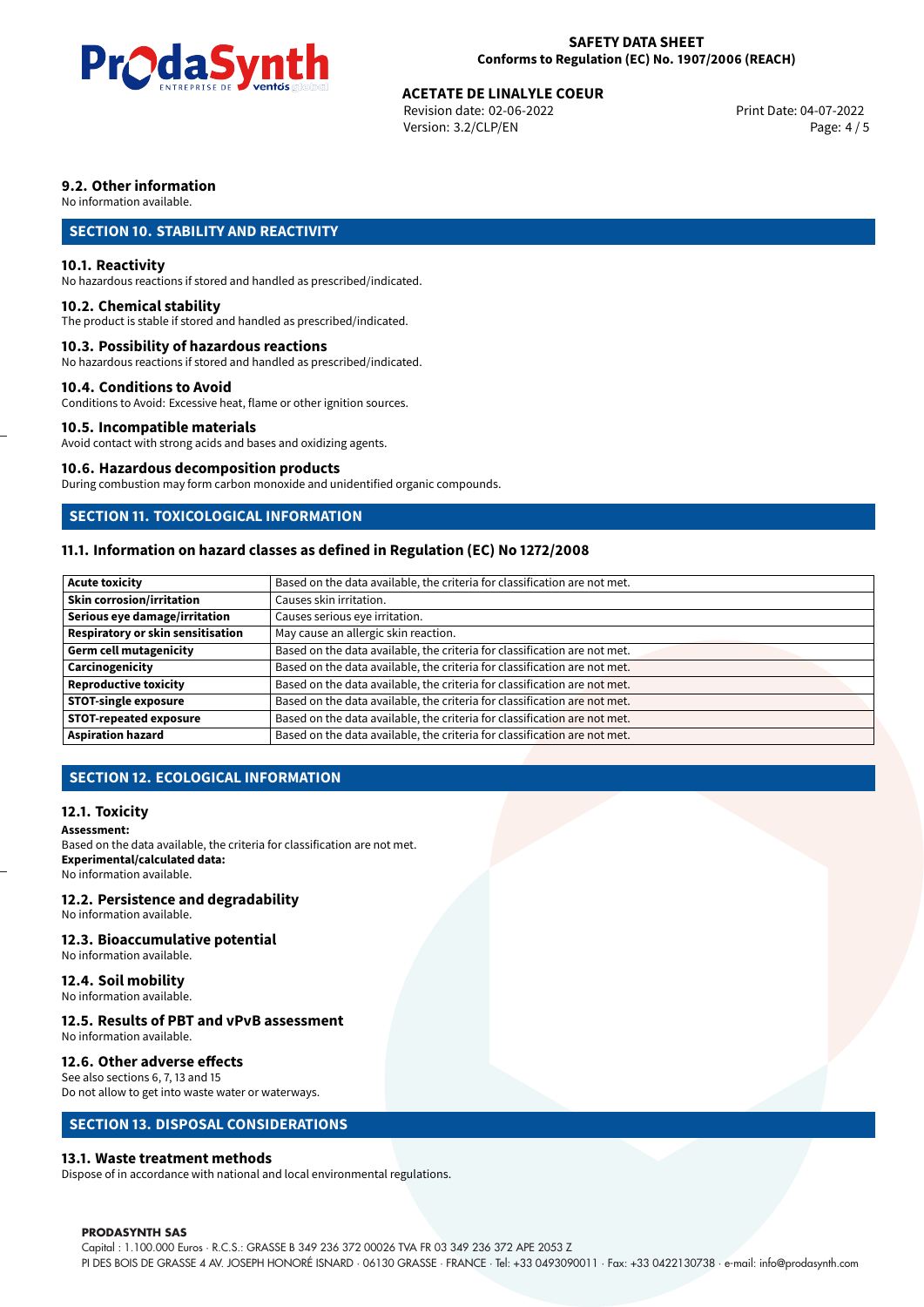### 9.2. Other information

No information available.

## SECTION 10. STABILITY AND REACTIVITY

### 10.1. Reactivity

No hazardous reactions if stored and handled as prescribed/indicated.

### 10.2. Chemical stability

The product is stable if stored and handled as prescribed/indicated.

### 10.3. Possibility of hazardous reactions

No hazardous reactions if stored and handled as prescribed/indicated.

### 10.4. Conditions to Avoid

Conditions to Avoid: Excessive heat, flame or other ignition sources.

### 10.5. Incompatible materials

Avoid contact with strong acids and bases and oxidizing agents.

### 10.6. Hazardous decomposition products

During combustion may form carbon monoxide and unidentified organic compounds.

## SECTION 11. TOXICOLOGICAL INFORMATION

### 11.1. Information on hazard classes as defined in Regulation (EC) No 1272/2008

| | |
|---|---|
| **Acute toxicity** | Based on the data available, the criteria for classification are not met. |
| **Skin corrosion/irritation** | Causes skin irritation. |
| **Serious eye damage/irritation** | Causes serious eye irritation. |
| **Respiratory or skin sensitisation** | May cause an allergic skin reaction. |
| **Germ cell mutagenicity** | Based on the data available, the criteria for classification are not met. |
| **Carcinogenicity** | Based on the data available, the criteria for classification are not met. |
| **Reproductive toxicity** | Based on the data available, the criteria for classification are not met. |
| **STOT-single exposure** | Based on the data available, the criteria for classification are not met. |
| **STOT-repeated exposure** | Based on the data available, the criteria for classification are not met. |
| **Aspiration hazard** | Based on the data available, the criteria for classification are not met. |

## SECTION 12. ECOLOGICAL INFORMATION

### 12.1. Toxicity

**Assessment:**
Based on the data available, the criteria for classification are not met.
**Experimental/calculated data:**
No information available.

### 12.2. Persistence and degradability

No information available.

### 12.3. Bioaccumulative potential

No information available.

### 12.4. Soil mobility

No information available.

### 12.5. Results of PBT and vPvB assessment

No information available.

### 12.6. Other adverse effects

See also sections 6, 7, 13 and 15
Do not allow to get into waste water or waterways.

## SECTION 13. DISPOSAL CONSIDERATIONS

### 13.1. Waste treatment methods

Dispose of in accordance with national and local environmental regulations.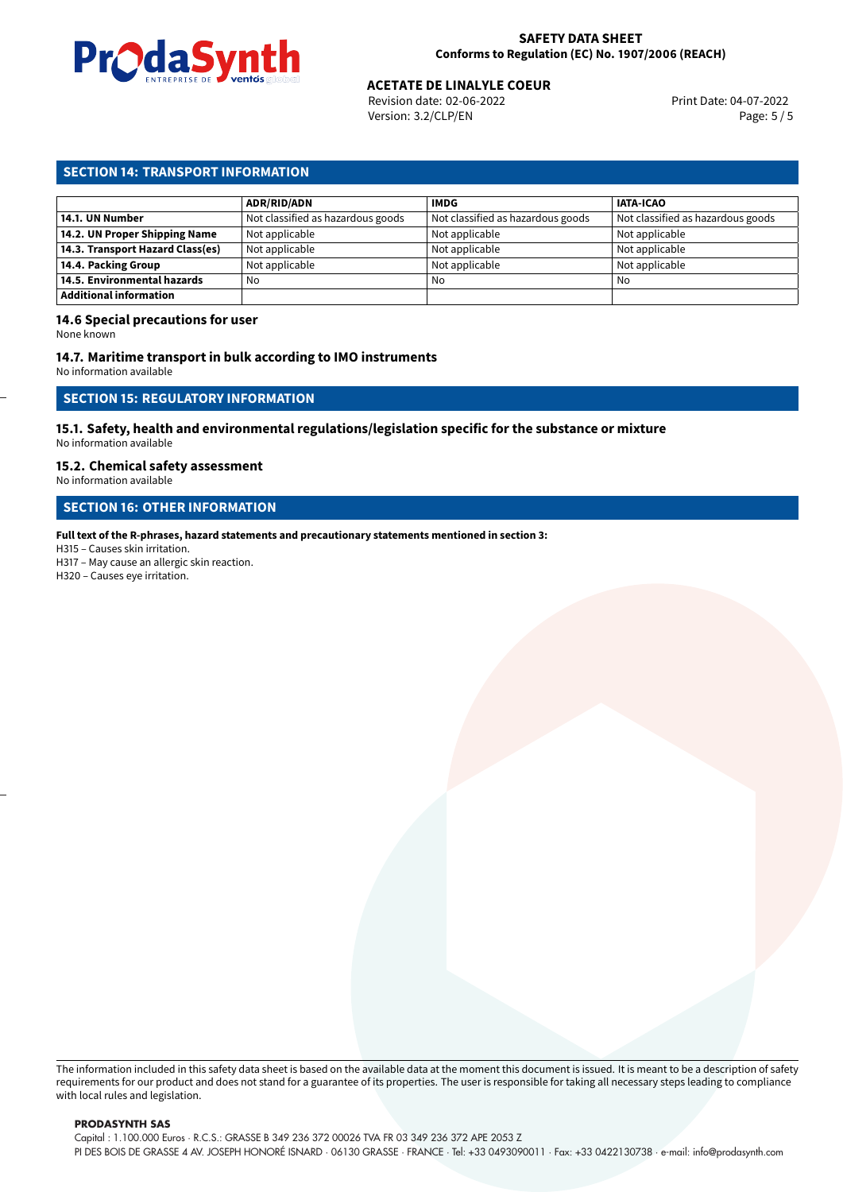## SECTION 14: TRANSPORT INFORMATION

| | ADR/RID/ADN | IMDG | IATA-ICAO |
|---|---|---|---|
| **14.1. UN Number** | Not classified as hazardous goods | Not classified as hazardous goods | Not classified as hazardous goods |
| **14.2. UN Proper Shipping Name** | Not applicable | Not applicable | Not applicable |
| **14.3. Transport Hazard Class(es)** | Not applicable | Not applicable | Not applicable |
| **14.4. Packing Group** | Not applicable | Not applicable | Not applicable |
| **14.5. Environmental hazards** | No | No | No |
| **Additional information** | | | |

### 14.6 Special precautions for user

None known

### 14.7. Maritime transport in bulk according to IMO instruments

No information available

## SECTION 15: REGULATORY INFORMATION

### 15.1. Safety, health and environmental regulations/legislation specific for the substance or mixture

No information available

### 15.2. Chemical safety assessment

No information available

## SECTION 16: OTHER INFORMATION

**Full text of the R-phrases, hazard statements and precautionary statements mentioned in section 3:**

H315 – Causes skin irritation.
H317 – May cause an allergic skin reaction.
H320 – Causes eye irritation.

The information included in this safety data sheet is based on the available data at the moment this document is issued. It is meant to be a description of safety requirements for our product and does not stand for a guarantee of its properties. The user is responsible for taking all necessary steps leading to compliance with local rules and legislation.

**PRODASYNTH SAS**
Capital : 1.100.000 Euros · R.C.S.: GRASSE B 349 236 372 00026 TVA FR 03 349 236 372 APE 2053 Z
PI DES BOIS DE GRASSE 4 AV. JOSEPH HONORÉ ISNARD · 06130 GRASSE · FRANCE · Tel: +33 0493090011 · Fax: +33 0422130738 · e-mail: info@prodasynth.com